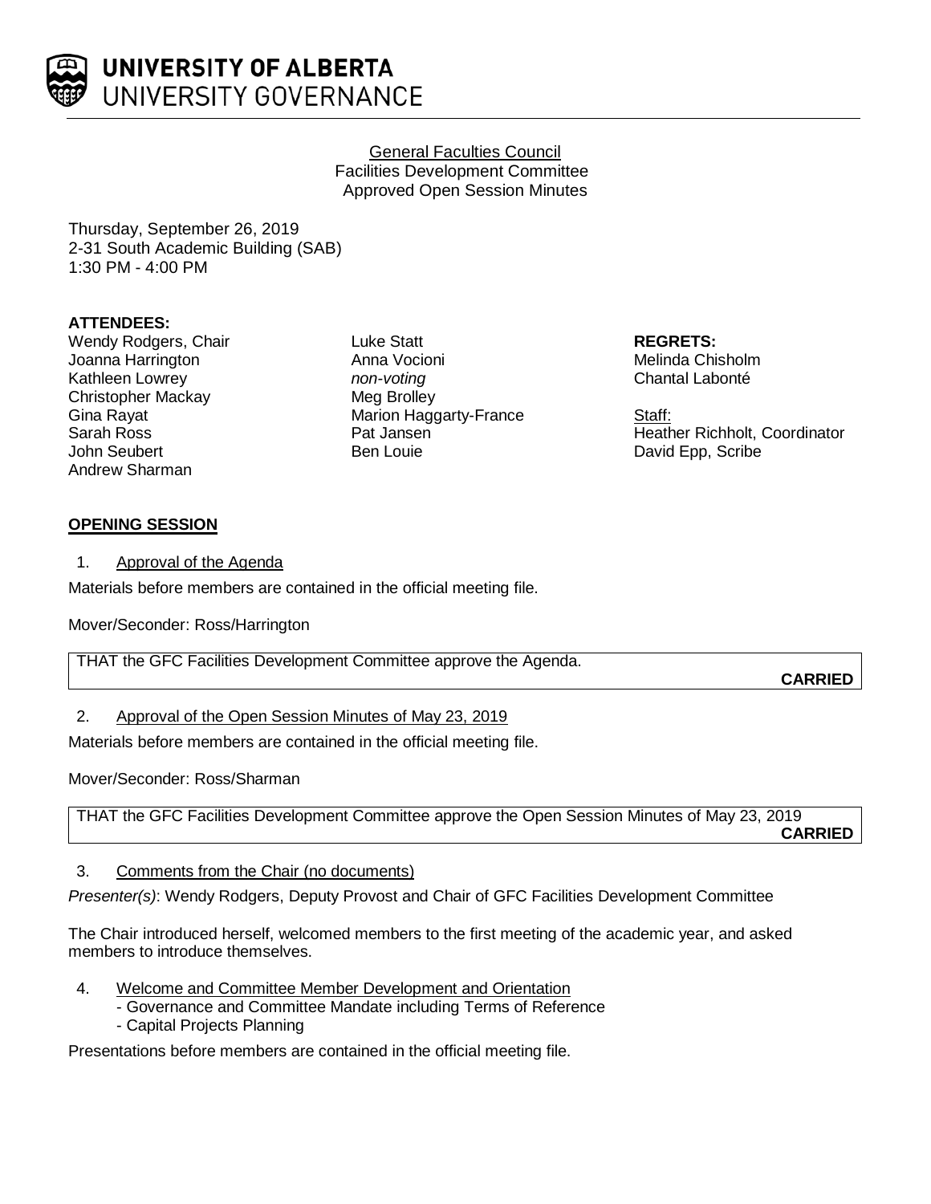# UNIVERSITY OF ALBERTA
UNIVERSITY GOVERNANCE

General Faculties Council
Facilities Development Committee
Approved Open Session Minutes

Thursday, September 26, 2019
2-31 South Academic Building (SAB)
1:30 PM - 4:00 PM

**ATTENDEES:**
Wendy Rodgers, Chair
Joanna Harrington
Kathleen Lowrey
Christopher Mackay
Gina Rayat
Sarah Ross
John Seubert
Andrew Sharman
Luke Statt
Anna Vocioni

*non-voting*
Meg Brolley
Marion Haggarty-France
Pat Jansen
Ben Louie

**REGRETS:**
Melinda Chisholm
Chantal Labonté

Staff:
Heather Richholt, Coordinator
David Epp, Scribe

## OPENING SESSION

1. Approval of the Agenda

Materials before members are contained in the official meeting file.

Mover/Seconder: Ross/Harrington

THAT the GFC Facilities Development Committee approve the Agenda.

**CARRIED**

2. Approval of the Open Session Minutes of May 23, 2019

Materials before members are contained in the official meeting file.

Mover/Seconder: Ross/Sharman

THAT the GFC Facilities Development Committee approve the Open Session Minutes of May 23, 2019

**CARRIED**

3. Comments from the Chair (no documents)

*Presenter(s)*: Wendy Rodgers, Deputy Provost and Chair of GFC Facilities Development Committee

The Chair introduced herself, welcomed members to the first meeting of the academic year, and asked members to introduce themselves.

4. Welcome and Committee Member Development and Orientation
   - Governance and Committee Mandate including Terms of Reference
   - Capital Projects Planning

Presentations before members are contained in the official meeting file.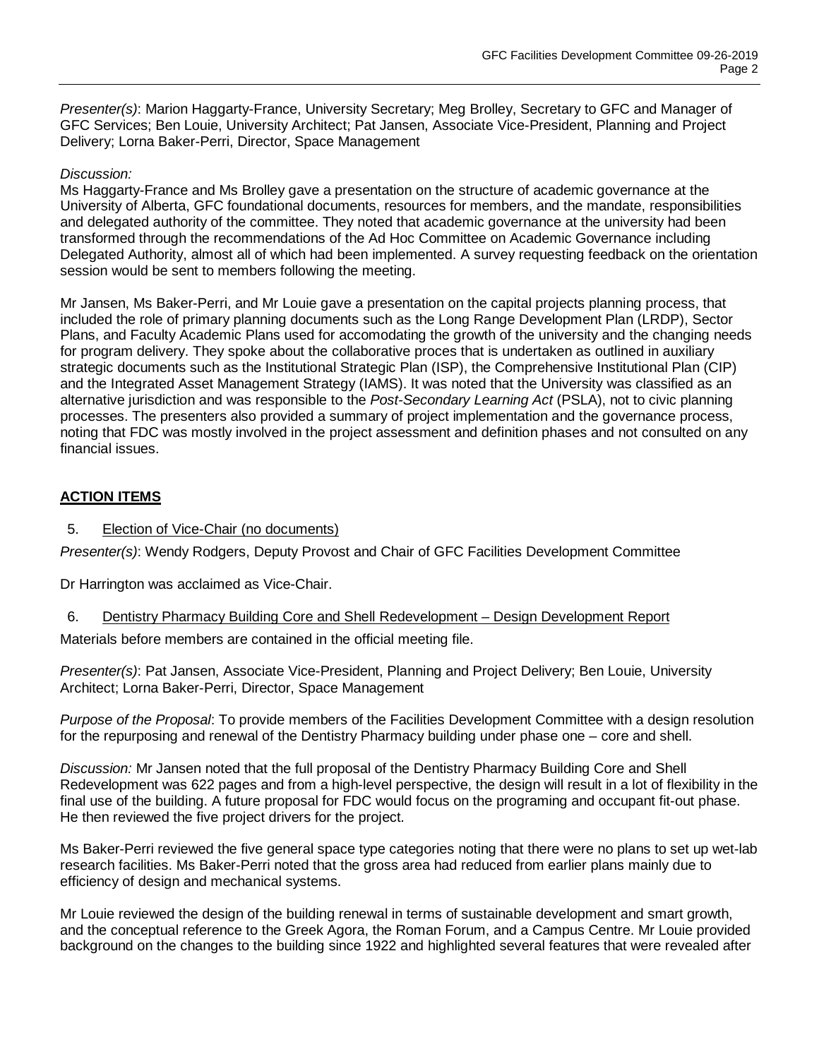*Presenter(s)*: Marion Haggarty-France, University Secretary; Meg Brolley, Secretary to GFC and Manager of GFC Services; Ben Louie, University Architect; Pat Jansen, Associate Vice-President, Planning and Project Delivery; Lorna Baker-Perri, Director, Space Management

*Discussion:*
Ms Haggarty-France and Ms Brolley gave a presentation on the structure of academic governance at the University of Alberta, GFC foundational documents, resources for members, and the mandate, responsibilities and delegated authority of the committee. They noted that academic governance at the university had been transformed through the recommendations of the Ad Hoc Committee on Academic Governance including Delegated Authority, almost all of which had been implemented. A survey requesting feedback on the orientation session would be sent to members following the meeting.

Mr Jansen, Ms Baker-Perri, and Mr Louie gave a presentation on the capital projects planning process, that included the role of primary planning documents such as the Long Range Development Plan (LRDP), Sector Plans, and Faculty Academic Plans used for accomodating the growth of the university and the changing needs for program delivery. They spoke about the collaborative proces that is undertaken as outlined in auxiliary strategic documents such as the Institutional Strategic Plan (ISP), the Comprehensive Institutional Plan (CIP) and the Integrated Asset Management Strategy (IAMS). It was noted that the University was classified as an alternative jurisdiction and was responsible to the *Post-Secondary Learning Act* (PSLA), not to civic planning processes. The presenters also provided a summary of project implementation and the governance process, noting that FDC was mostly involved in the project assessment and definition phases and not consulted on any financial issues.

## ACTION ITEMS

5. Election of Vice-Chair (no documents)

*Presenter(s)*: Wendy Rodgers, Deputy Provost and Chair of GFC Facilities Development Committee

Dr Harrington was acclaimed as Vice-Chair.

6. Dentistry Pharmacy Building Core and Shell Redevelopment – Design Development Report

Materials before members are contained in the official meeting file.

*Presenter(s)*: Pat Jansen, Associate Vice-President, Planning and Project Delivery; Ben Louie, University Architect; Lorna Baker-Perri, Director, Space Management

*Purpose of the Proposal*: To provide members of the Facilities Development Committee with a design resolution for the repurposing and renewal of the Dentistry Pharmacy building under phase one – core and shell.

*Discussion:* Mr Jansen noted that the full proposal of the Dentistry Pharmacy Building Core and Shell Redevelopment was 622 pages and from a high-level perspective, the design will result in a lot of flexibility in the final use of the building. A future proposal for FDC would focus on the programing and occupant fit-out phase. He then reviewed the five project drivers for the project.

Ms Baker-Perri reviewed the five general space type categories noting that there were no plans to set up wet-lab research facilities. Ms Baker-Perri noted that the gross area had reduced from earlier plans mainly due to efficiency of design and mechanical systems.

Mr Louie reviewed the design of the building renewal in terms of sustainable development and smart growth, and the conceptual reference to the Greek Agora, the Roman Forum, and a Campus Centre. Mr Louie provided background on the changes to the building since 1922 and highlighted several features that were revealed after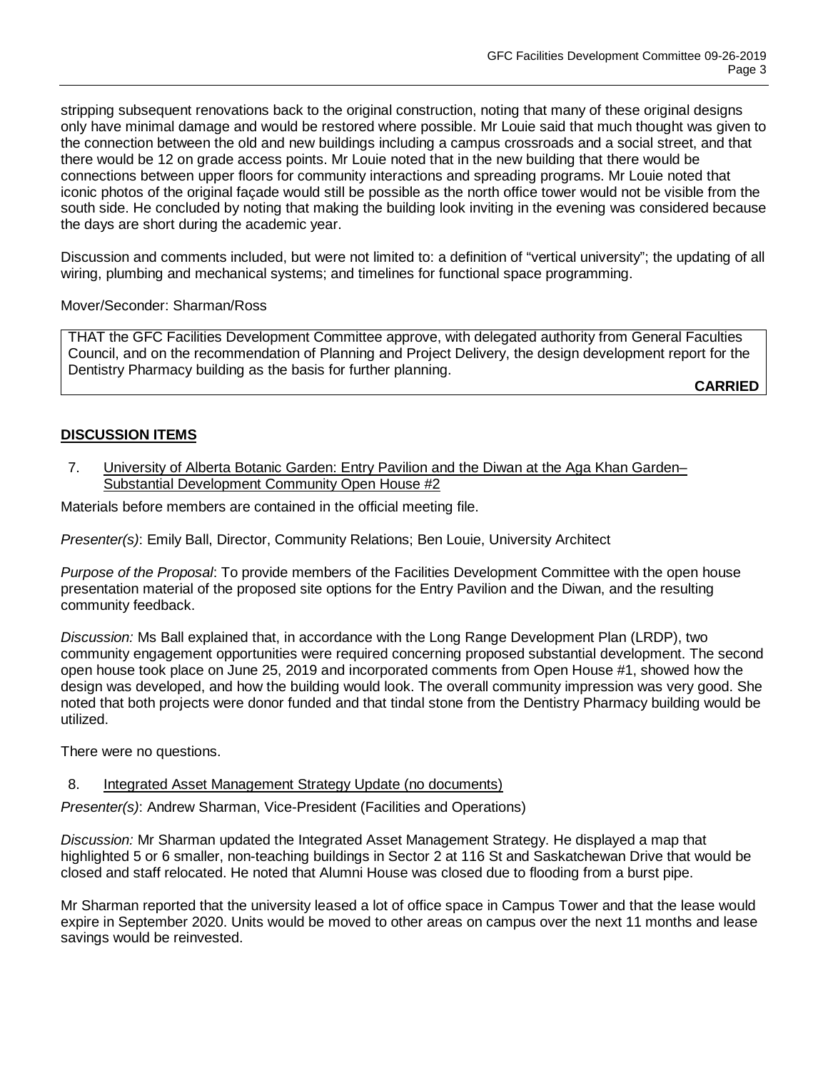stripping subsequent renovations back to the original construction, noting that many of these original designs only have minimal damage and would be restored where possible. Mr Louie said that much thought was given to the connection between the old and new buildings including a campus crossroads and a social street, and that there would be 12 on grade access points. Mr Louie noted that in the new building that there would be connections between upper floors for community interactions and spreading programs. Mr Louie noted that iconic photos of the original façade would still be possible as the north office tower would not be visible from the south side. He concluded by noting that making the building look inviting in the evening was considered because the days are short during the academic year.

Discussion and comments included, but were not limited to: a definition of "vertical university"; the updating of all wiring, plumbing and mechanical systems; and timelines for functional space programming.

Mover/Seconder: Sharman/Ross

> THAT the GFC Facilities Development Committee approve, with delegated authority from General Faculties Council, and on the recommendation of Planning and Project Delivery, the design development report for the Dentistry Pharmacy building as the basis for further planning.
>
> **CARRIED**

## DISCUSSION ITEMS

7. University of Alberta Botanic Garden: Entry Pavilion and the Diwan at the Aga Khan Garden– Substantial Development Community Open House #2

Materials before members are contained in the official meeting file.

*Presenter(s)*: Emily Ball, Director, Community Relations; Ben Louie, University Architect

*Purpose of the Proposal*: To provide members of the Facilities Development Committee with the open house presentation material of the proposed site options for the Entry Pavilion and the Diwan, and the resulting community feedback.

*Discussion:* Ms Ball explained that, in accordance with the Long Range Development Plan (LRDP), two community engagement opportunities were required concerning proposed substantial development. The second open house took place on June 25, 2019 and incorporated comments from Open House #1, showed how the design was developed, and how the building would look. The overall community impression was very good. She noted that both projects were donor funded and that tindal stone from the Dentistry Pharmacy building would be utilized.

There were no questions.

8. Integrated Asset Management Strategy Update (no documents)

*Presenter(s)*: Andrew Sharman, Vice-President (Facilities and Operations)

*Discussion:* Mr Sharman updated the Integrated Asset Management Strategy. He displayed a map that highlighted 5 or 6 smaller, non-teaching buildings in Sector 2 at 116 St and Saskatchewan Drive that would be closed and staff relocated. He noted that Alumni House was closed due to flooding from a burst pipe.

Mr Sharman reported that the university leased a lot of office space in Campus Tower and that the lease would expire in September 2020. Units would be moved to other areas on campus over the next 11 months and lease savings would be reinvested.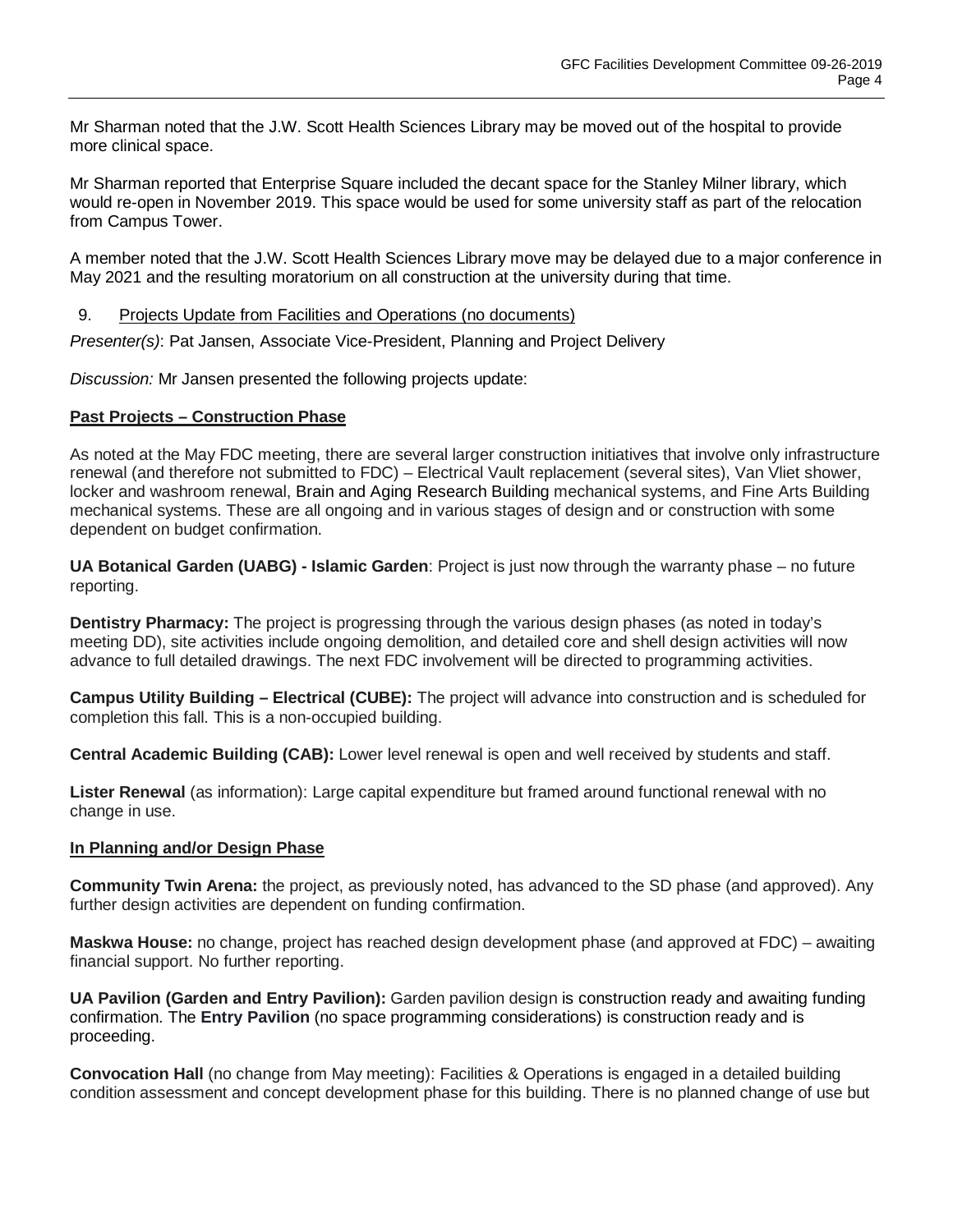Mr Sharman noted that the J.W. Scott Health Sciences Library may be moved out of the hospital to provide more clinical space.

Mr Sharman reported that Enterprise Square included the decant space for the Stanley Milner library, which would re-open in November 2019. This space would be used for some university staff as part of the relocation from Campus Tower.

A member noted that the J.W. Scott Health Sciences Library move may be delayed due to a major conference in May 2021 and the resulting moratorium on all construction at the university during that time.

9. Projects Update from Facilities and Operations (no documents)

*Presenter(s)*: Pat Jansen, Associate Vice-President, Planning and Project Delivery

*Discussion:* Mr Jansen presented the following projects update:

**Past Projects – Construction Phase**

As noted at the May FDC meeting, there are several larger construction initiatives that involve only infrastructure renewal (and therefore not submitted to FDC) – Electrical Vault replacement (several sites), Van Vliet shower, locker and washroom renewal, Brain and Aging Research Building mechanical systems, and Fine Arts Building mechanical systems. These are all ongoing and in various stages of design and or construction with some dependent on budget confirmation.

**UA Botanical Garden (UABG) - Islamic Garden**: Project is just now through the warranty phase – no future reporting.

**Dentistry Pharmacy:** The project is progressing through the various design phases (as noted in today's meeting DD), site activities include ongoing demolition, and detailed core and shell design activities will now advance to full detailed drawings. The next FDC involvement will be directed to programming activities.

**Campus Utility Building – Electrical (CUBE):** The project will advance into construction and is scheduled for completion this fall. This is a non-occupied building.

**Central Academic Building (CAB):** Lower level renewal is open and well received by students and staff.

**Lister Renewal** (as information): Large capital expenditure but framed around functional renewal with no change in use.

**In Planning and/or Design Phase**

**Community Twin Arena:** the project, as previously noted, has advanced to the SD phase (and approved). Any further design activities are dependent on funding confirmation.

**Maskwa House:** no change, project has reached design development phase (and approved at FDC) – awaiting financial support. No further reporting.

**UA Pavilion (Garden and Entry Pavilion):** Garden pavilion design is construction ready and awaiting funding confirmation. The **Entry Pavilion** (no space programming considerations) is construction ready and is proceeding.

**Convocation Hall** (no change from May meeting): Facilities & Operations is engaged in a detailed building condition assessment and concept development phase for this building. There is no planned change of use but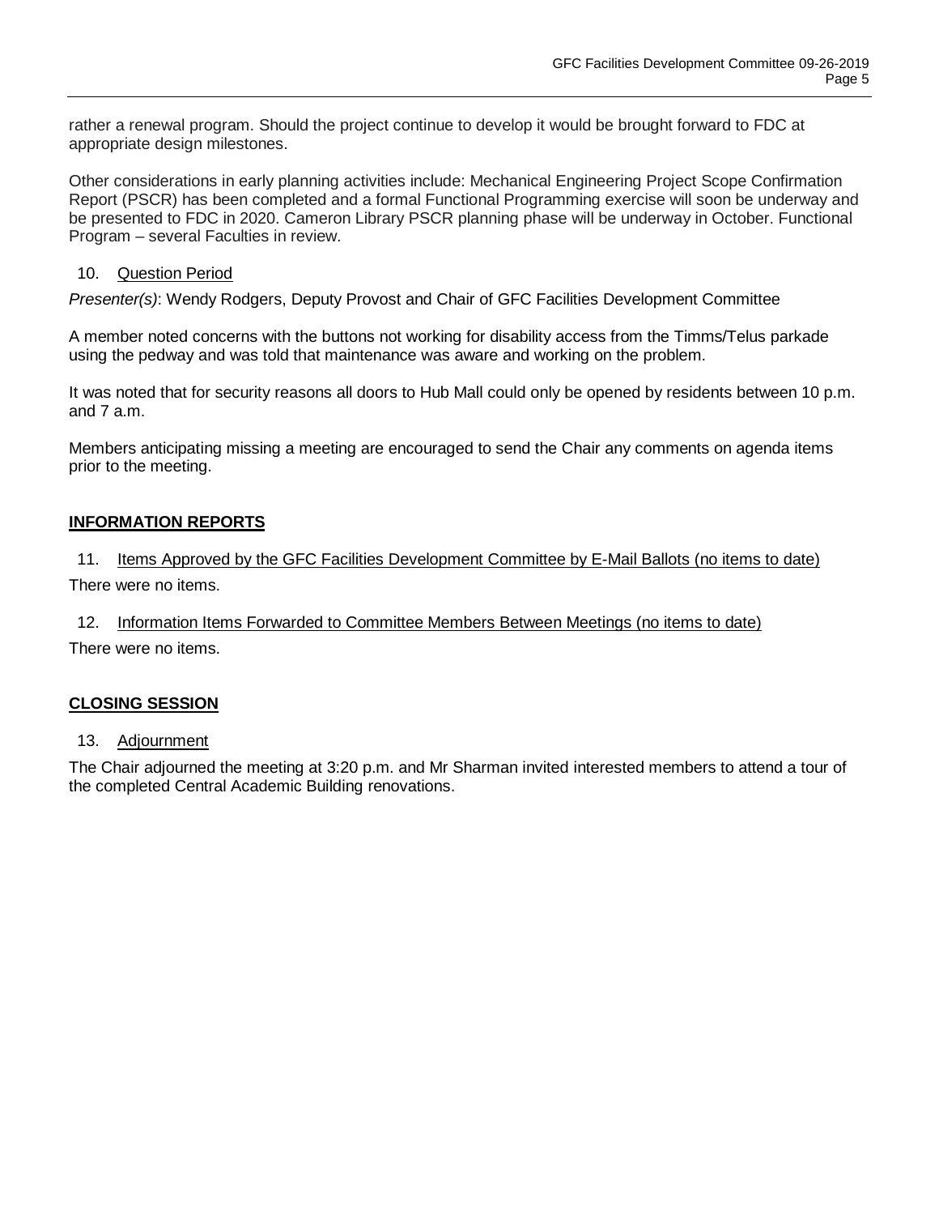rather a renewal program. Should the project continue to develop it would be brought forward to FDC at appropriate design milestones.

Other considerations in early planning activities include: Mechanical Engineering Project Scope Confirmation Report (PSCR) has been completed and a formal Functional Programming exercise will soon be underway and be presented to FDC in 2020. Cameron Library PSCR planning phase will be underway in October. Functional Program – several Faculties in review.

10. Question Period

*Presenter(s)*: Wendy Rodgers, Deputy Provost and Chair of GFC Facilities Development Committee

A member noted concerns with the buttons not working for disability access from the Timms/Telus parkade using the pedway and was told that maintenance was aware and working on the problem.

It was noted that for security reasons all doors to Hub Mall could only be opened by residents between 10 p.m. and 7 a.m.

Members anticipating missing a meeting are encouraged to send the Chair any comments on agenda items prior to the meeting.

## INFORMATION REPORTS

11. Items Approved by the GFC Facilities Development Committee by E-Mail Ballots (no items to date)

There were no items.

12. Information Items Forwarded to Committee Members Between Meetings (no items to date)

There were no items.

## CLOSING SESSION

13. Adjournment

The Chair adjourned the meeting at 3:20 p.m. and Mr Sharman invited interested members to attend a tour of the completed Central Academic Building renovations.